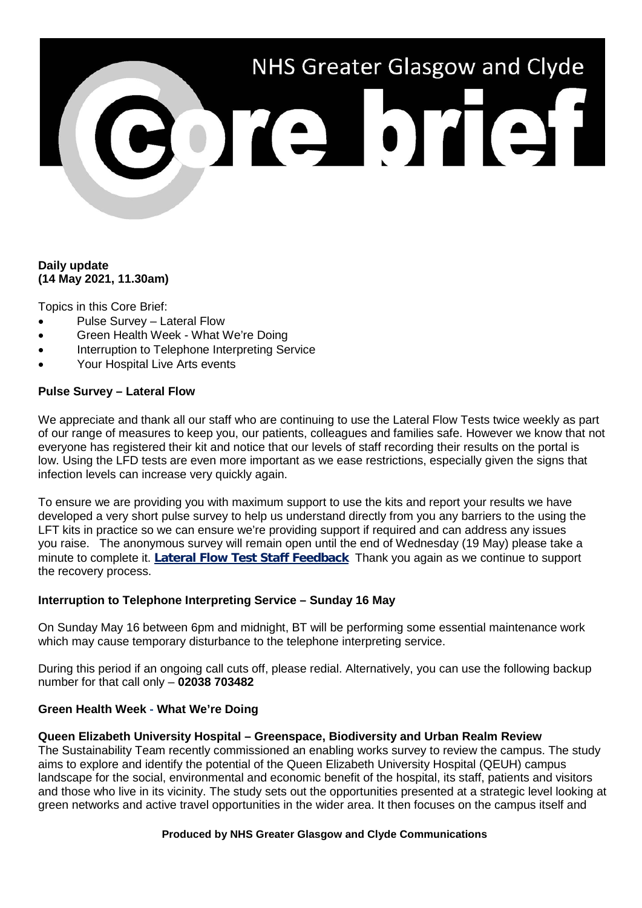# NHS Greater Glasgow and Clyde Core brief

**Daily update**
**(14 May 2021, 11.30am)**

Topics in this Core Brief:

- Pulse Survey – Lateral Flow
- Green Health Week - What We're Doing
- Interruption to Telephone Interpreting Service
- Your Hospital Live Arts events

## Pulse Survey – Lateral Flow

We appreciate and thank all our staff who are continuing to use the Lateral Flow Tests twice weekly as part of our range of measures to keep you, our patients, colleagues and families safe. However we know that not everyone has registered their kit and notice that our levels of staff recording their results on the portal is low. Using the LFD tests are even more important as we ease restrictions, especially given the signs that infection levels can increase very quickly again.

To ensure we are providing you with maximum support to use the kits and report your results we have developed a very short pulse survey to help us understand directly from you any barriers to the using the LFT kits in practice so we can ensure we're providing support if required and can address any issues you raise. The anonymous survey will remain open until the end of Wednesday (19 May) please take a minute to complete it. **Lateral Flow Test Staff Feedback** Thank you again as we continue to support the recovery process.

## Interruption to Telephone Interpreting Service – Sunday 16 May

On Sunday May 16 between 6pm and midnight, BT will be performing some essential maintenance work which may cause temporary disturbance to the telephone interpreting service.

During this period if an ongoing call cuts off, please redial. Alternatively, you can use the following backup number for that call only – **02038 703482**

## Green Health Week - What We're Doing

### Queen Elizabeth University Hospital – Greenspace, Biodiversity and Urban Realm Review

The Sustainability Team recently commissioned an enabling works survey to review the campus. The study aims to explore and identify the potential of the Queen Elizabeth University Hospital (QEUH) campus landscape for the social, environmental and economic benefit of the hospital, its staff, patients and visitors and those who live in its vicinity. The study sets out the opportunities presented at a strategic level looking at green networks and active travel opportunities in the wider area. It then focuses on the campus itself and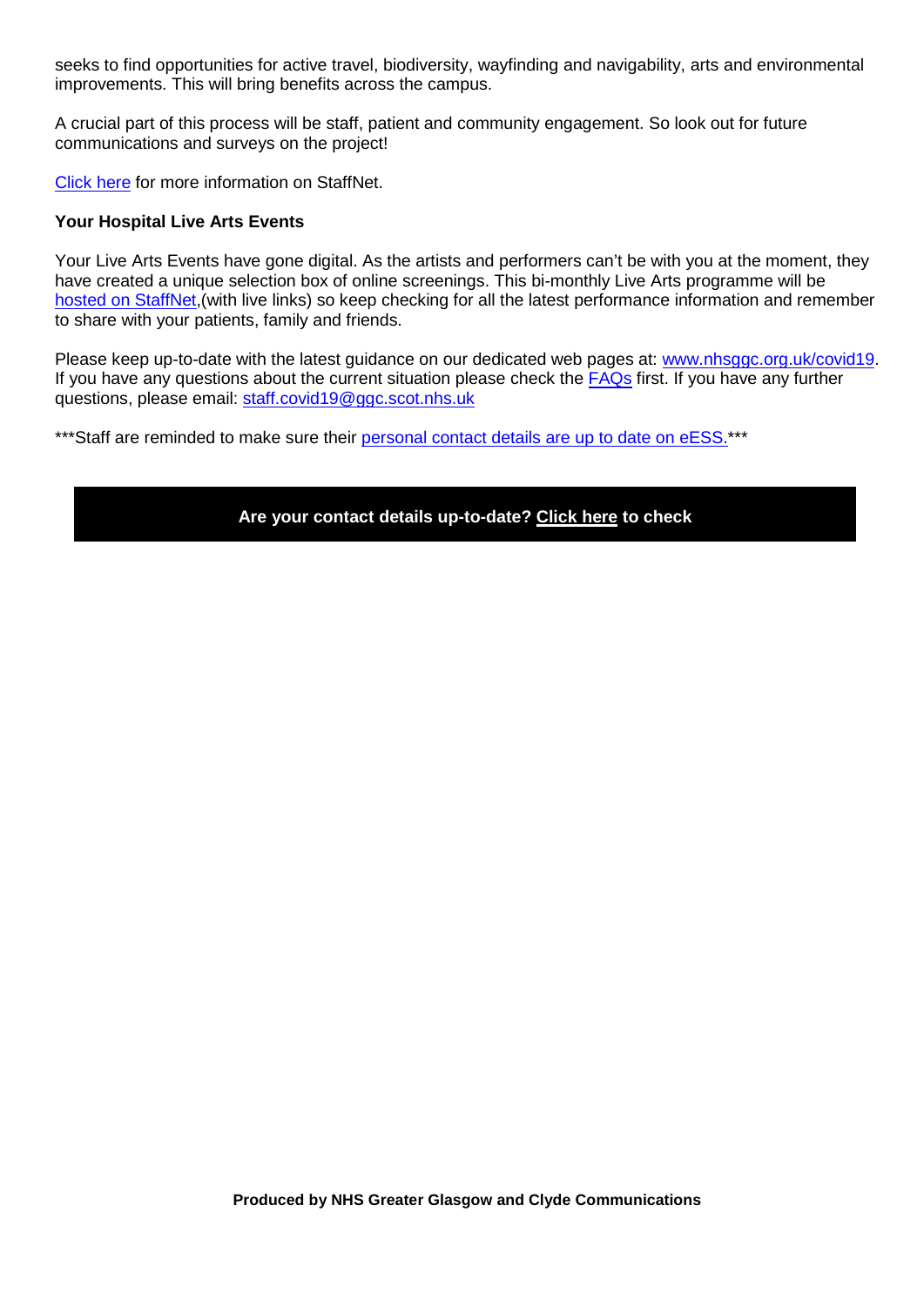seeks to find opportunities for active travel, biodiversity, wayfinding and navigability, arts and environmental improvements. This will bring benefits across the campus.

A crucial part of this process will be staff, patient and community engagement. So look out for future communications and surveys on the project!

Click here for more information on StaffNet.

**Your Hospital Live Arts Events**

Your Live Arts Events have gone digital. As the artists and performers can't be with you at the moment, they have created a unique selection box of online screenings. This bi-monthly Live Arts programme will be hosted on StaffNet,(with live links) so keep checking for all the latest performance information and remember to share with your patients, family and friends.

Please keep up-to-date with the latest guidance on our dedicated web pages at: www.nhsggc.org.uk/covid19. If you have any questions about the current situation please check the FAQs first. If you have any further questions, please email: staff.covid19@ggc.scot.nhs.uk

***Staff are reminded to make sure their personal contact details are up to date on eESS.***

**Are your contact details up-to-date? Click here to check**

**Produced by NHS Greater Glasgow and Clyde Communications**